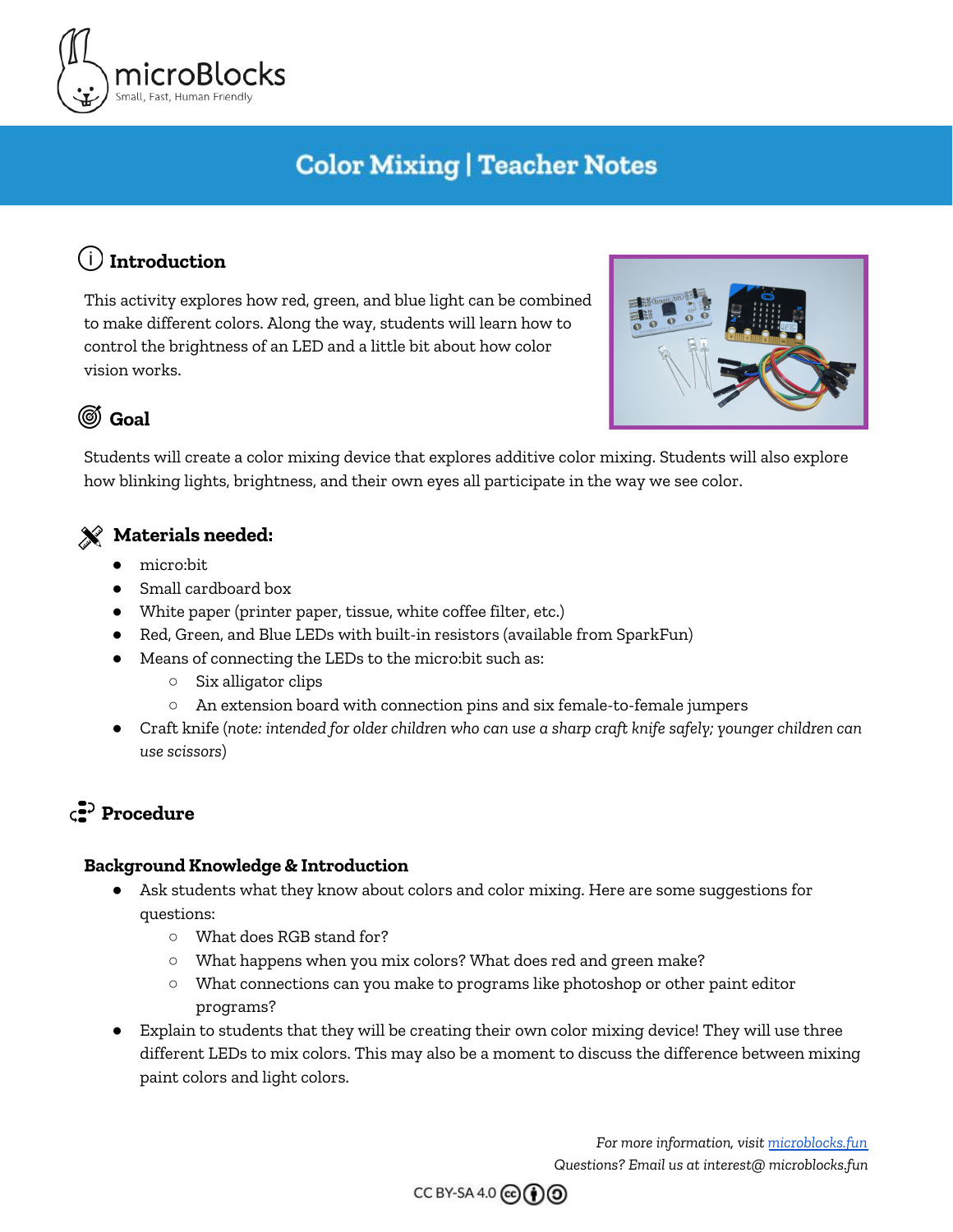microBlocks
Small, Fast, Human Friendly

# Color Mixing | Teacher Notes

## Introduction

This activity explores how red, green, and blue light can be combined to make different colors. Along the way, students will learn how to control the brightness of an LED and a little bit about how color vision works.

## Goal

Students will create a color mixing device that explores additive color mixing. Students will also explore how blinking lights, brightness, and their own eyes all participate in the way we see color.

## Materials needed:

- micro:bit
- Small cardboard box
- White paper (printer paper, tissue, white coffee filter, etc.)
- Red, Green, and Blue LEDs with built-in resistors (available from SparkFun)
- Means of connecting the LEDs to the micro:bit such as:
  - Six alligator clips
  - An extension board with connection pins and six female-to-female jumpers
- Craft knife (*note: intended for older children who can use a sharp craft knife safely; younger children can use scissors*)

## Procedure

### Background Knowledge & Introduction

- Ask students what they know about colors and color mixing. Here are some suggestions for questions:
  - What does RGB stand for?
  - What happens when you mix colors? What does red and green make?
  - What connections can you make to programs like photoshop or other paint editor programs?
- Explain to students that they will be creating their own color mixing device! They will use three different LEDs to mix colors. This may also be a moment to discuss the difference between mixing paint colors and light colors.

*For more information, visit [microblocks.fun](microblocks.fun)*
*Questions? Email us at interest@ microblocks.fun*

CC BY-SA 4.0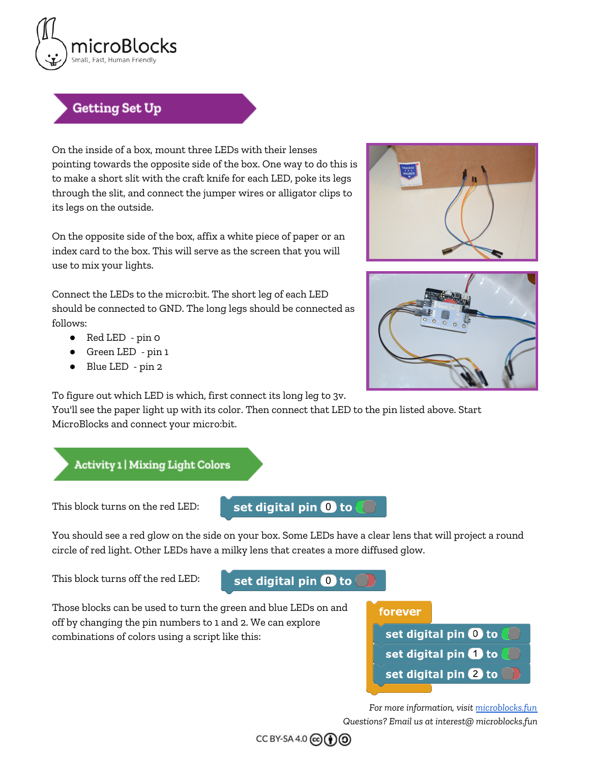## Getting Set Up

On the inside of a box, mount three LEDs with their lenses pointing towards the opposite side of the box. One way to do this is to make a short slit with the craft knife for each LED, poke its legs through the slit, and connect the jumper wires or alligator clips to its legs on the outside.

On the opposite side of the box, affix a white piece of paper or an index card to the box. This will serve as the screen that you will use to mix your lights.

Connect the LEDs to the micro:bit. The short leg of each LED should be connected to GND. The long legs should be connected as follows:

- Red LED - pin 0
- Green LED - pin 1
- Blue LED - pin 2

To figure out which LED is which, first connect its long leg to 3v. You'll see the paper light up with its color. Then connect that LED to the pin listed above. Start MicroBlocks and connect your micro:bit.

## Activity 1 | Mixing Light Colors

This block turns on the red LED:

```
set digital pin 0 to (on)
```

You should see a red glow on the side on your box. Some LEDs have a clear lens that will project a round circle of red light. Other LEDs have a milky lens that creates a more diffused glow.

This block turns off the red LED:

```
set digital pin 0 to (off)
```

Those blocks can be used to turn the green and blue LEDs on and off by changing the pin numbers to 1 and 2. We can explore combinations of colors using a script like this:

```
forever
  set digital pin 0 to (on)
  set digital pin 1 to (on)
  set digital pin 2 to (off)
```

*For more information, visit [microblocks.fun](microblocks.fun)*
*Questions? Email us at interest@ microblocks.fun*

CC BY-SA 4.0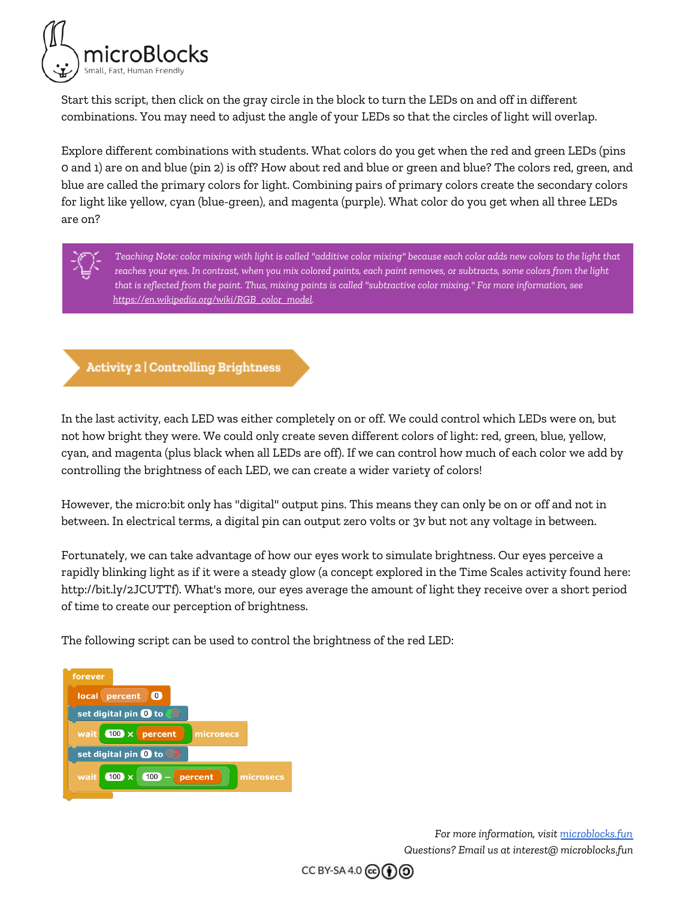Start this script, then click on the gray circle in the block to turn the LEDs on and off in different combinations. You may need to adjust the angle of your LEDs so that the circles of light will overlap.

Explore different combinations with students. What colors do you get when the red and green LEDs (pins 0 and 1) are on and blue (pin 2) is off? How about red and blue or green and blue? The colors red, green, and blue are called the primary colors for light. Combining pairs of primary colors create the secondary colors for light like yellow, cyan (blue-green), and magenta (purple). What color do you get when all three LEDs are on?

> *Teaching Note: color mixing with light is called "additive color mixing" because each color adds new colors to the light that reaches your eyes. In contrast, when you mix colored paints, each paint removes, or subtracts, some colors from the light that is reflected from the paint. Thus, mixing paints is called "subtractive color mixing." For more information, see [https://en.wikipedia.org/wiki/RGB_color_model](https://en.wikipedia.org/wiki/RGB_color_model).*

## Activity 2 | Controlling Brightness

In the last activity, each LED was either completely on or off. We could control which LEDs were on, but not how bright they were. We could only create seven different colors of light: red, green, blue, yellow, cyan, and magenta (plus black when all LEDs are off). If we can control how much of each color we add by controlling the brightness of each LED, we can create a wider variety of colors!

However, the micro:bit only has "digital" output pins. This means they can only be on or off and not in between. In electrical terms, a digital pin can output zero volts or 3v but not any voltage in between.

Fortunately, we can take advantage of how our eyes work to simulate brightness. Our eyes perceive a rapidly blinking light as if it were a steady glow (a concept explored in the Time Scales activity found here: http://bit.ly/2JCUTTf). What's more, our eyes average the amount of light they receive over a short period of time to create our perception of brightness.

The following script can be used to control the brightness of the red LED:

```
forever
    local percent 0
    set digital pin 0 to (on)
    wait (100 × percent) microsecs
    set digital pin 0 to (off)
    wait (100 × (100 − percent)) microsecs
```

*For more information, visit [microblocks.fun](https://microblocks.fun)*
*Questions? Email us at interest@ microblocks.fun*

CC BY-SA 4.0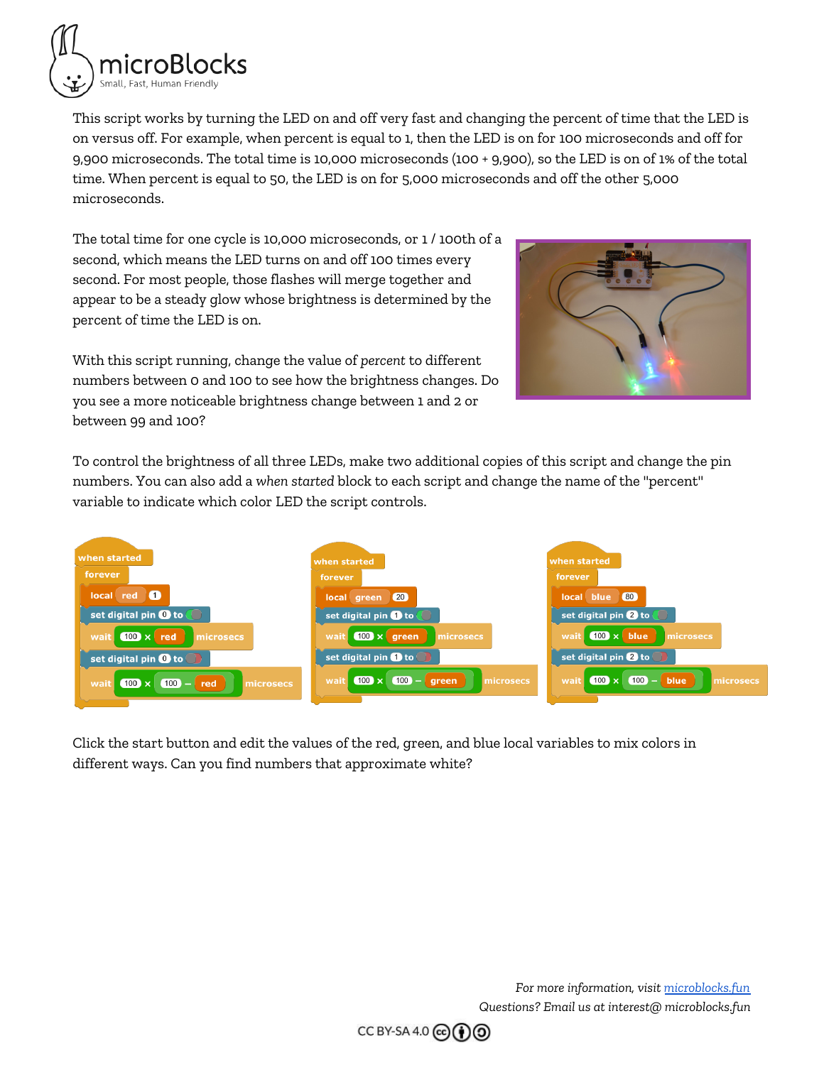This script works by turning the LED on and off very fast and changing the percent of time that the LED is on versus off. For example, when percent is equal to 1, then the LED is on for 100 microseconds and off for 9,900 microseconds. The total time is 10,000 microseconds (100 + 9,900), so the LED is on of 1% of the total time. When percent is equal to 50, the LED is on for 5,000 microseconds and off the other 5,000 microseconds.

The total time for one cycle is 10,000 microseconds, or 1 / 100th of a second, which means the LED turns on and off 100 times every second. For most people, those flashes will merge together and appear to be a steady glow whose brightness is determined by the percent of time the LED is on.

With this script running, change the value of *percent* to different numbers between 0 and 100 to see how the brightness changes. Do you see a more noticeable brightness change between 1 and 2 or between 99 and 100?

To control the brightness of all three LEDs, make two additional copies of this script and change the pin numbers. You can also add a *when started* block to each script and change the name of the "percent" variable to indicate which color LED the script controls.

```
when started
forever
  local red 1
  set digital pin 0 to (on)
  wait (100 × red) microsecs
  set digital pin 0 to (off)
  wait (100 × (100 − red)) microsecs
```

```
when started
forever
  local green 20
  set digital pin 1 to (on)
  wait (100 × green) microsecs
  set digital pin 1 to (off)
  wait (100 × (100 − green)) microsecs
```

```
when started
forever
  local blue 80
  set digital pin 2 to (on)
  wait (100 × blue) microsecs
  set digital pin 2 to (off)
  wait (100 × (100 − blue)) microsecs
```

Click the start button and edit the values of the red, green, and blue local variables to mix colors in different ways. Can you find numbers that approximate white?

*For more information, visit* [microblocks.fun](https://microblocks.fun)
*Questions? Email us at interest@ microblocks.fun*

CC BY-SA 4.0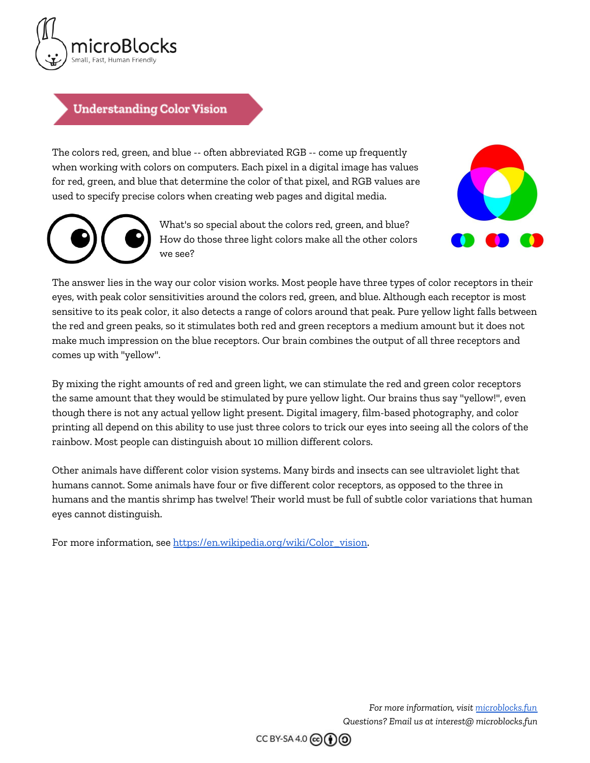## Understanding Color Vision

The colors red, green, and blue -- often abbreviated RGB -- come up frequently when working with colors on computers. Each pixel in a digital image has values for red, green, and blue that determine the color of that pixel, and RGB values are used to specify precise colors when creating web pages and digital media.

What's so special about the colors red, green, and blue? How do those three light colors make all the other colors we see?

The answer lies in the way our color vision works. Most people have three types of color receptors in their eyes, with peak color sensitivities around the colors red, green, and blue. Although each receptor is most sensitive to its peak color, it also detects a range of colors around that peak. Pure yellow light falls between the red and green peaks, so it stimulates both red and green receptors a medium amount but it does not make much impression on the blue receptors. Our brain combines the output of all three receptors and comes up with "yellow".

By mixing the right amounts of red and green light, we can stimulate the red and green color receptors the same amount that they would be stimulated by pure yellow light. Our brains thus say "yellow!", even though there is not any actual yellow light present. Digital imagery, film-based photography, and color printing all depend on this ability to use just three colors to trick our eyes into seeing all the colors of the rainbow. Most people can distinguish about 10 million different colors.

Other animals have different color vision systems. Many birds and insects can see ultraviolet light that humans cannot. Some animals have four or five different color receptors, as opposed to the three in humans and the mantis shrimp has twelve! Their world must be full of subtle color variations that human eyes cannot distinguish.

For more information, see [https://en.wikipedia.org/wiki/Color_vision](https://en.wikipedia.org/wiki/Color_vision).

*For more information, visit [microblocks.fun](https://microblocks.fun)*
*Questions? Email us at interest@ microblocks.fun*

CC BY-SA 4.0